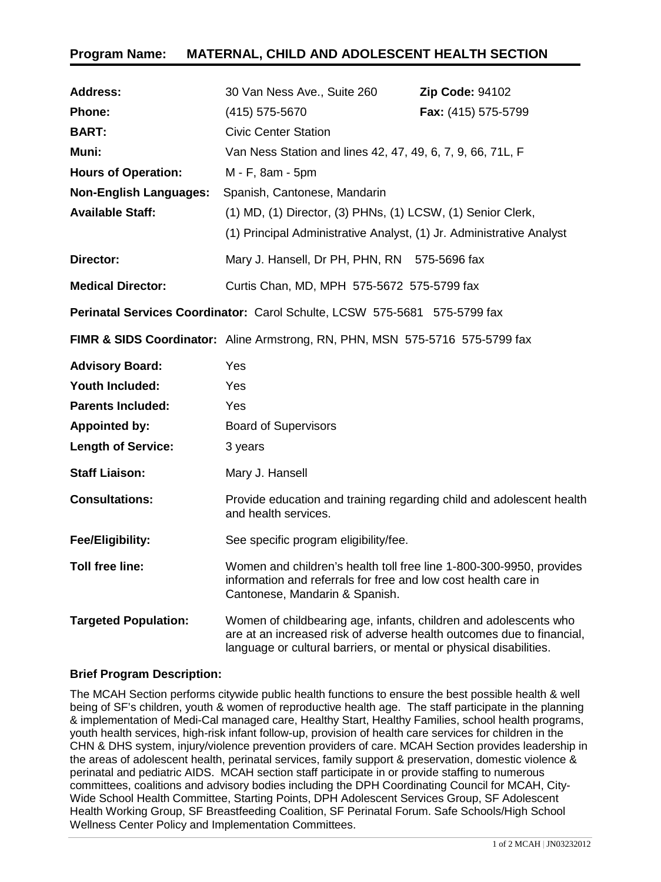## Program Name: MATERNAL, CHILD AND ADOLESCENT HEALTH SECTION

**Address:** 30 Van Ness Ave., Suite 260 **Zip Code:** 94102

**Phone:** (415) 575-5670 **Fax:** (415) 575-5799

**BART:** Civic Center Station

**Muni:** Van Ness Station and lines 42, 47, 49, 6, 7, 9, 66, 71L, F

**Hours of Operation:** M - F, 8am - 5pm

**Non-English Languages:** Spanish, Cantonese, Mandarin

**Available Staff:** (1) MD, (1) Director, (3) PHNs, (1) LCSW, (1) Senior Clerk, (1) Principal Administrative Analyst, (1) Jr. Administrative Analyst

**Director:** Mary J. Hansell, Dr PH, PHN, RN 575-5696 fax

**Medical Director:** Curtis Chan, MD, MPH 575-5672 575-5799 fax

**Perinatal Services Coordinator:** Carol Schulte, LCSW 575-5681 575-5799 fax

**FIMR & SIDS Coordinator:** Aline Armstrong, RN, PHN, MSN 575-5716 575-5799 fax

**Advisory Board:** Yes

**Youth Included:** Yes

**Parents Included:** Yes

**Appointed by:** Board of Supervisors

**Length of Service:** 3 years

**Staff Liaison:** Mary J. Hansell

**Consultations:** Provide education and training regarding child and adolescent health and health services.

**Fee/Eligibility:** See specific program eligibility/fee.

**Toll free line:** Women and children's health toll free line 1-800-300-9950, provides information and referrals for free and low cost health care in Cantonese, Mandarin & Spanish.

**Targeted Population:** Women of childbearing age, infants, children and adolescents who are at an increased risk of adverse health outcomes due to financial, language or cultural barriers, or mental or physical disabilities.

**Brief Program Description:**

The MCAH Section performs citywide public health functions to ensure the best possible health & well being of SF's children, youth & women of reproductive health age. The staff participate in the planning & implementation of Medi-Cal managed care, Healthy Start, Healthy Families, school health programs, youth health services, high-risk infant follow-up, provision of health care services for children in the CHN & DHS system, injury/violence prevention providers of care. MCAH Section provides leadership in the areas of adolescent health, perinatal services, family support & preservation, domestic violence & perinatal and pediatric AIDS. MCAH section staff participate in or provide staffing to numerous committees, coalitions and advisory bodies including the DPH Coordinating Council for MCAH, City-Wide School Health Committee, Starting Points, DPH Adolescent Services Group, SF Adolescent Health Working Group, SF Breastfeeding Coalition, SF Perinatal Forum. Safe Schools/High School Wellness Center Policy and Implementation Committees.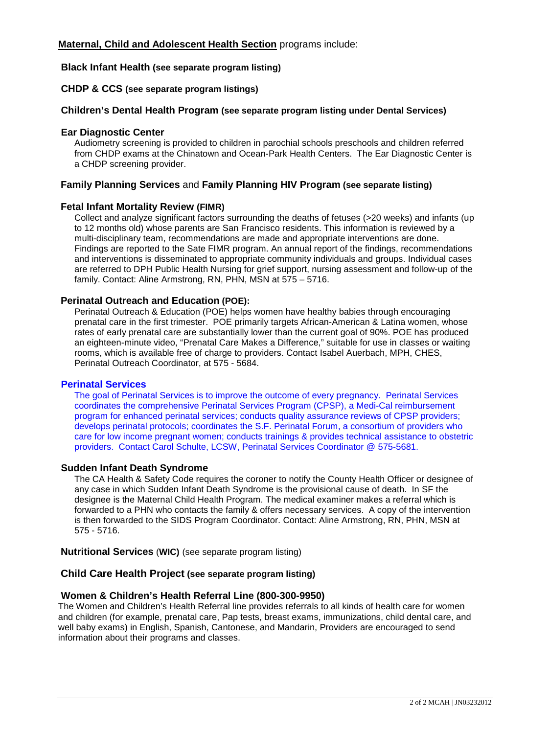**Maternal, Child and Adolescent Health Section** programs include:

### Black Infant Health (see separate program listing)

### CHDP & CCS (see separate program listings)

### Children's Dental Health Program (see separate program listing under Dental Services)

### Ear Diagnostic Center

Audiometry screening is provided to children in parochial schools preschools and children referred from CHDP exams at the Chinatown and Ocean-Park Health Centers. The Ear Diagnostic Center is a CHDP screening provider.

### Family Planning Services and Family Planning HIV Program (see separate listing)

### Fetal Infant Mortality Review (FIMR)

Collect and analyze significant factors surrounding the deaths of fetuses (>20 weeks) and infants (up to 12 months old) whose parents are San Francisco residents. This information is reviewed by a multi-disciplinary team, recommendations are made and appropriate interventions are done. Findings are reported to the Sate FIMR program. An annual report of the findings, recommendations and interventions is disseminated to appropriate community individuals and groups. Individual cases are referred to DPH Public Health Nursing for grief support, nursing assessment and follow-up of the family. Contact: Aline Armstrong, RN, PHN, MSN at 575 – 5716.

### Perinatal Outreach and Education (POE):

Perinatal Outreach & Education (POE) helps women have healthy babies through encouraging prenatal care in the first trimester. POE primarily targets African-American & Latina women, whose rates of early prenatal care are substantially lower than the current goal of 90%. POE has produced an eighteen-minute video, "Prenatal Care Makes a Difference," suitable for use in classes or waiting rooms, which is available free of charge to providers. Contact Isabel Auerbach, MPH, CHES, Perinatal Outreach Coordinator, at 575 - 5684.

### Perinatal Services

The goal of Perinatal Services is to improve the outcome of every pregnancy. Perinatal Services coordinates the comprehensive Perinatal Services Program (CPSP), a Medi-Cal reimbursement program for enhanced perinatal services; conducts quality assurance reviews of CPSP providers; develops perinatal protocols; coordinates the S.F. Perinatal Forum, a consortium of providers who care for low income pregnant women; conducts trainings & provides technical assistance to obstetric providers. Contact Carol Schulte, LCSW, Perinatal Services Coordinator @ 575-5681.

### Sudden Infant Death Syndrome

The CA Health & Safety Code requires the coroner to notify the County Health Officer or designee of any case in which Sudden Infant Death Syndrome is the provisional cause of death. In SF the designee is the Maternal Child Health Program. The medical examiner makes a referral which is forwarded to a PHN who contacts the family & offers necessary services. A copy of the intervention is then forwarded to the SIDS Program Coordinator. Contact: Aline Armstrong, RN, PHN, MSN at 575 - 5716.

### Nutritional Services (WIC) (see separate program listing)

### Child Care Health Project (see separate program listing)

### Women & Children's Health Referral Line (800-300-9950)

The Women and Children's Health Referral line provides referrals to all kinds of health care for women and children (for example, prenatal care, Pap tests, breast exams, immunizations, child dental care, and well baby exams) in English, Spanish, Cantonese, and Mandarin, Providers are encouraged to send information about their programs and classes.